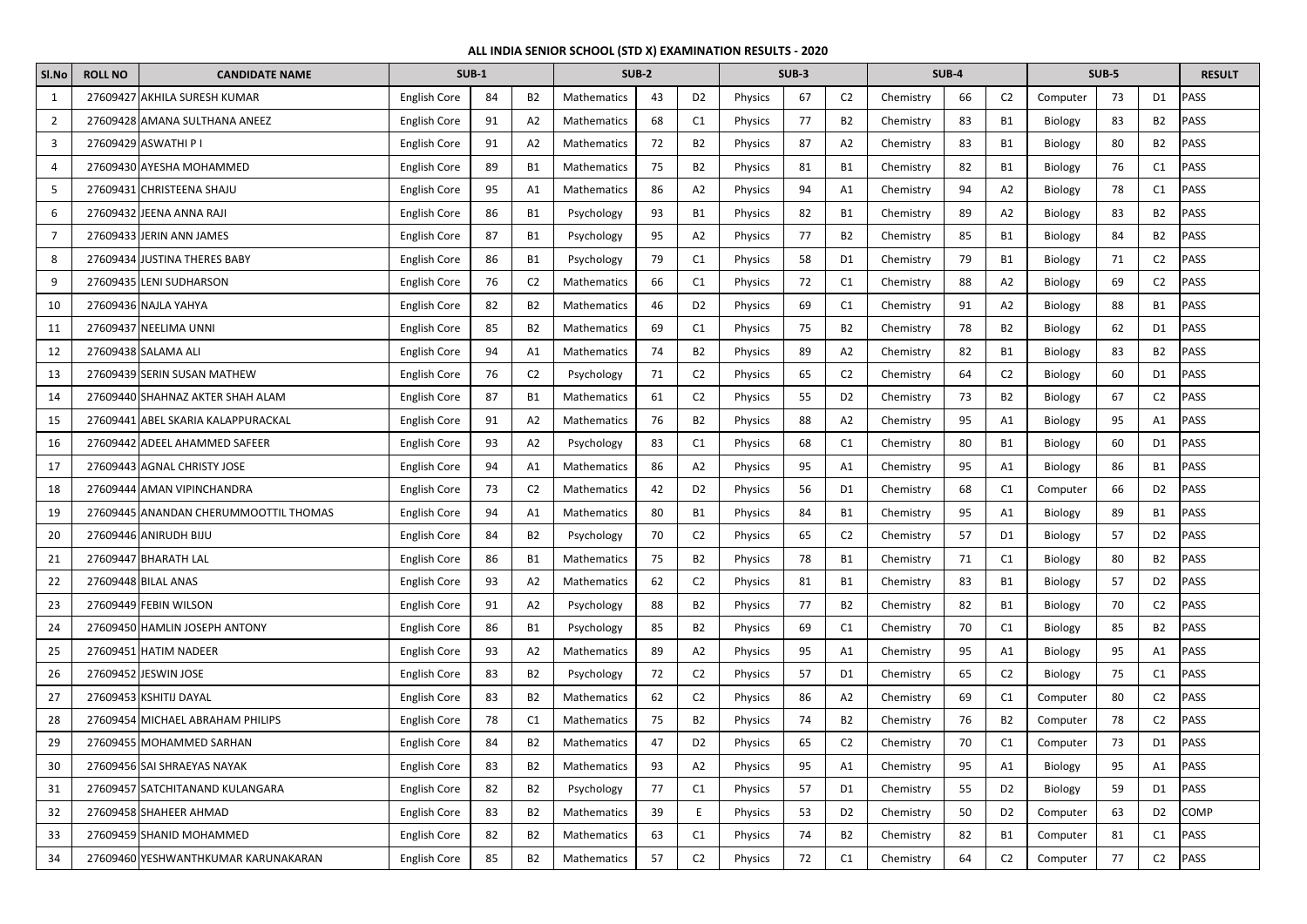**ALL INDIA SENIOR SCHOOL (STD X) EXAMINATION RESULTS - 2020**

| Sl.No | ROLL NO | CANDIDATE NAME | SUB-1 | | | SUB-2 | | | SUB-3 | | | SUB-4 | | | SUB-5 | | | RESULT |
|---|---|---|---|---|---|---|---|---|---|---|---|---|---|---|---|---|---|---|
| 1 | 27609427 | AKHILA SURESH KUMAR | English Core | 84 | B2 | Mathematics | 43 | D2 | Physics | 67 | C2 | Chemistry | 66 | C2 | Computer | 73 | D1 | PASS |
| 2 | 27609428 | AMANA SULTHANA ANEEZ | English Core | 91 | A2 | Mathematics | 68 | C1 | Physics | 77 | B2 | Chemistry | 83 | B1 | Biology | 83 | B2 | PASS |
| 3 | 27609429 | ASWATHI P I | English Core | 91 | A2 | Mathematics | 72 | B2 | Physics | 87 | A2 | Chemistry | 83 | B1 | Biology | 80 | B2 | PASS |
| 4 | 27609430 | AYESHA MOHAMMED | English Core | 89 | B1 | Mathematics | 75 | B2 | Physics | 81 | B1 | Chemistry | 82 | B1 | Biology | 76 | C1 | PASS |
| 5 | 27609431 | CHRISTEENA SHAJU | English Core | 95 | A1 | Mathematics | 86 | A2 | Physics | 94 | A1 | Chemistry | 94 | A2 | Biology | 78 | C1 | PASS |
| 6 | 27609432 | JEENA ANNA RAJI | English Core | 86 | B1 | Psychology | 93 | B1 | Physics | 82 | B1 | Chemistry | 89 | A2 | Biology | 83 | B2 | PASS |
| 7 | 27609433 | JERIN ANN JAMES | English Core | 87 | B1 | Psychology | 95 | A2 | Physics | 77 | B2 | Chemistry | 85 | B1 | Biology | 84 | B2 | PASS |
| 8 | 27609434 | JUSTINA THERES BABY | English Core | 86 | B1 | Psychology | 79 | C1 | Physics | 58 | D1 | Chemistry | 79 | B1 | Biology | 71 | C2 | PASS |
| 9 | 27609435 | LENI SUDHARSON | English Core | 76 | C2 | Mathematics | 66 | C1 | Physics | 72 | C1 | Chemistry | 88 | A2 | Biology | 69 | C2 | PASS |
| 10 | 27609436 | NAJLA YAHYA | English Core | 82 | B2 | Mathematics | 46 | D2 | Physics | 69 | C1 | Chemistry | 91 | A2 | Biology | 88 | B1 | PASS |
| 11 | 27609437 | NEELIMA UNNI | English Core | 85 | B2 | Mathematics | 69 | C1 | Physics | 75 | B2 | Chemistry | 78 | B2 | Biology | 62 | D1 | PASS |
| 12 | 27609438 | SALAMA ALI | English Core | 94 | A1 | Mathematics | 74 | B2 | Physics | 89 | A2 | Chemistry | 82 | B1 | Biology | 83 | B2 | PASS |
| 13 | 27609439 | SERIN SUSAN MATHEW | English Core | 76 | C2 | Psychology | 71 | C2 | Physics | 65 | C2 | Chemistry | 64 | C2 | Biology | 60 | D1 | PASS |
| 14 | 27609440 | SHAHNAZ AKTER SHAH ALAM | English Core | 87 | B1 | Mathematics | 61 | C2 | Physics | 55 | D2 | Chemistry | 73 | B2 | Biology | 67 | C2 | PASS |
| 15 | 27609441 | ABEL SKARIA KALAPPURACKAL | English Core | 91 | A2 | Mathematics | 76 | B2 | Physics | 88 | A2 | Chemistry | 95 | A1 | Biology | 95 | A1 | PASS |
| 16 | 27609442 | ADEEL AHAMMED SAFEER | English Core | 93 | A2 | Psychology | 83 | C1 | Physics | 68 | C1 | Chemistry | 80 | B1 | Biology | 60 | D1 | PASS |
| 17 | 27609443 | AGNAL CHRISTY JOSE | English Core | 94 | A1 | Mathematics | 86 | A2 | Physics | 95 | A1 | Chemistry | 95 | A1 | Biology | 86 | B1 | PASS |
| 18 | 27609444 | AMAN VIPINCHANDRA | English Core | 73 | C2 | Mathematics | 42 | D2 | Physics | 56 | D1 | Chemistry | 68 | C1 | Computer | 66 | D2 | PASS |
| 19 | 27609445 | ANANDAN CHERUMMOOTTIL THOMAS | English Core | 94 | A1 | Mathematics | 80 | B1 | Physics | 84 | B1 | Chemistry | 95 | A1 | Biology | 89 | B1 | PASS |
| 20 | 27609446 | ANIRUDH BIJU | English Core | 84 | B2 | Psychology | 70 | C2 | Physics | 65 | C2 | Chemistry | 57 | D1 | Biology | 57 | D2 | PASS |
| 21 | 27609447 | BHARATH LAL | English Core | 86 | B1 | Mathematics | 75 | B2 | Physics | 78 | B1 | Chemistry | 71 | C1 | Biology | 80 | B2 | PASS |
| 22 | 27609448 | BILAL ANAS | English Core | 93 | A2 | Mathematics | 62 | C2 | Physics | 81 | B1 | Chemistry | 83 | B1 | Biology | 57 | D2 | PASS |
| 23 | 27609449 | FEBIN WILSON | English Core | 91 | A2 | Psychology | 88 | B2 | Physics | 77 | B2 | Chemistry | 82 | B1 | Biology | 70 | C2 | PASS |
| 24 | 27609450 | HAMLIN JOSEPH ANTONY | English Core | 86 | B1 | Psychology | 85 | B2 | Physics | 69 | C1 | Chemistry | 70 | C1 | Biology | 85 | B2 | PASS |
| 25 | 27609451 | HATIM NADEER | English Core | 93 | A2 | Mathematics | 89 | A2 | Physics | 95 | A1 | Chemistry | 95 | A1 | Biology | 95 | A1 | PASS |
| 26 | 27609452 | JESWIN JOSE | English Core | 83 | B2 | Psychology | 72 | C2 | Physics | 57 | D1 | Chemistry | 65 | C2 | Biology | 75 | C1 | PASS |
| 27 | 27609453 | KSHITIJ DAYAL | English Core | 83 | B2 | Mathematics | 62 | C2 | Physics | 86 | A2 | Chemistry | 69 | C1 | Computer | 80 | C2 | PASS |
| 28 | 27609454 | MICHAEL ABRAHAM PHILIPS | English Core | 78 | C1 | Mathematics | 75 | B2 | Physics | 74 | B2 | Chemistry | 76 | B2 | Computer | 78 | C2 | PASS |
| 29 | 27609455 | MOHAMMED SARHAN | English Core | 84 | B2 | Mathematics | 47 | D2 | Physics | 65 | C2 | Chemistry | 70 | C1 | Computer | 73 | D1 | PASS |
| 30 | 27609456 | SAI SHRAEYAS NAYAK | English Core | 83 | B2 | Mathematics | 93 | A2 | Physics | 95 | A1 | Chemistry | 95 | A1 | Biology | 95 | A1 | PASS |
| 31 | 27609457 | SATCHITANAND KULANGARA | English Core | 82 | B2 | Psychology | 77 | C1 | Physics | 57 | D1 | Chemistry | 55 | D2 | Biology | 59 | D1 | PASS |
| 32 | 27609458 | SHAHEER AHMAD | English Core | 83 | B2 | Mathematics | 39 | E | Physics | 53 | D2 | Chemistry | 50 | D2 | Computer | 63 | D2 | COMP |
| 33 | 27609459 | SHANID MOHAMMED | English Core | 82 | B2 | Mathematics | 63 | C1 | Physics | 74 | B2 | Chemistry | 82 | B1 | Computer | 81 | C1 | PASS |
| 34 | 27609460 | YESHWANTHKUMAR KARUNAKARAN | English Core | 85 | B2 | Mathematics | 57 | C2 | Physics | 72 | C1 | Chemistry | 64 | C2 | Computer | 77 | C2 | PASS |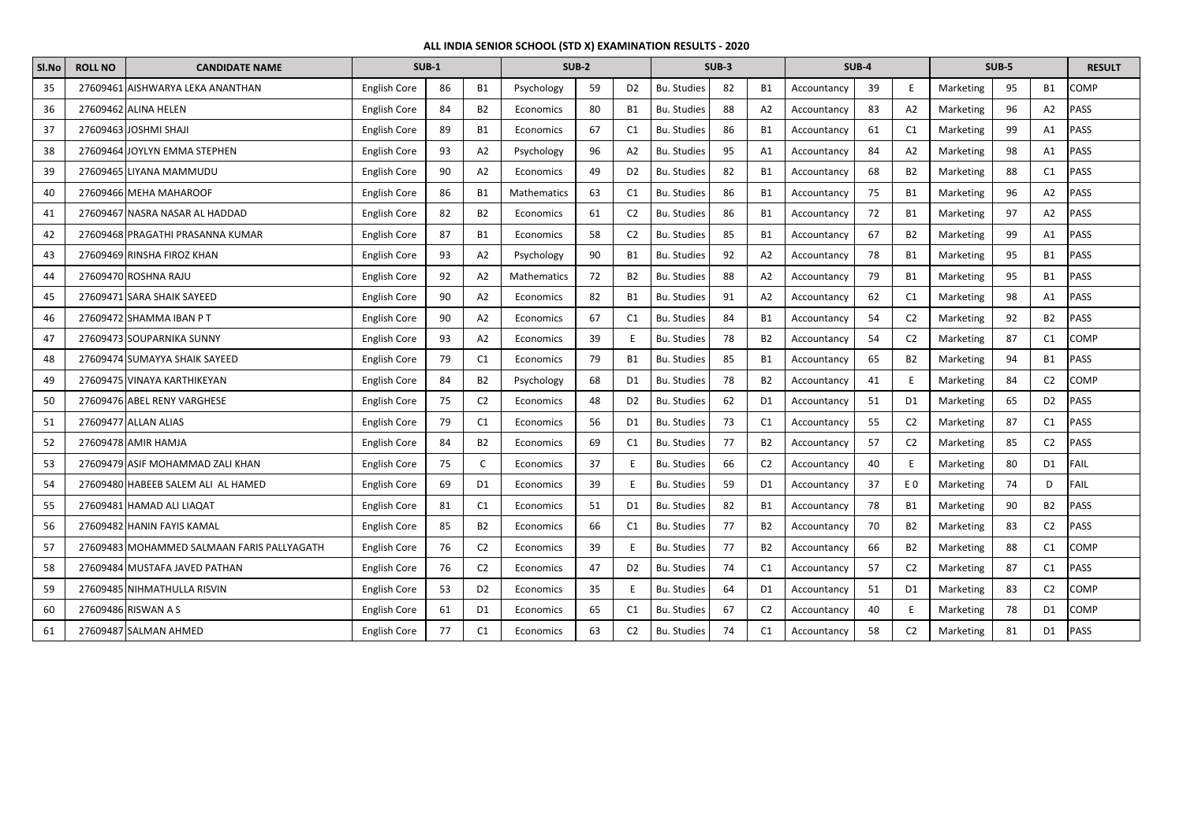**ALL INDIA SENIOR SCHOOL (STD X) EXAMINATION RESULTS - 2020**

| Sl.No | ROLL NO | CANDIDATE NAME | SUB-1 | | | SUB-2 | | | SUB-3 | | | SUB-4 | | | SUB-5 | | | RESULT |
|---|---|---|---|---|---|---|---|---|---|---|---|---|---|---|---|---|---|---|
| 35 | 27609461 | AISHWARYA LEKA ANANTHAN | English Core | 86 | B1 | Psychology | 59 | D2 | Bu. Studies | 82 | B1 | Accountancy | 39 | E | Marketing | 95 | B1 | COMP |
| 36 | 27609462 | ALINA HELEN | English Core | 84 | B2 | Economics | 80 | B1 | Bu. Studies | 88 | A2 | Accountancy | 83 | A2 | Marketing | 96 | A2 | PASS |
| 37 | 27609463 | JOSHMI SHAJI | English Core | 89 | B1 | Economics | 67 | C1 | Bu. Studies | 86 | B1 | Accountancy | 61 | C1 | Marketing | 99 | A1 | PASS |
| 38 | 27609464 | JOYLYN EMMA STEPHEN | English Core | 93 | A2 | Psychology | 96 | A2 | Bu. Studies | 95 | A1 | Accountancy | 84 | A2 | Marketing | 98 | A1 | PASS |
| 39 | 27609465 | LIYANA MAMMUDU | English Core | 90 | A2 | Economics | 49 | D2 | Bu. Studies | 82 | B1 | Accountancy | 68 | B2 | Marketing | 88 | C1 | PASS |
| 40 | 27609466 | MEHA MAHAROOF | English Core | 86 | B1 | Mathematics | 63 | C1 | Bu. Studies | 86 | B1 | Accountancy | 75 | B1 | Marketing | 96 | A2 | PASS |
| 41 | 27609467 | NASRA NASAR AL HADDAD | English Core | 82 | B2 | Economics | 61 | C2 | Bu. Studies | 86 | B1 | Accountancy | 72 | B1 | Marketing | 97 | A2 | PASS |
| 42 | 27609468 | PRAGATHI PRASANNA KUMAR | English Core | 87 | B1 | Economics | 58 | C2 | Bu. Studies | 85 | B1 | Accountancy | 67 | B2 | Marketing | 99 | A1 | PASS |
| 43 | 27609469 | RINSHA FIROZ KHAN | English Core | 93 | A2 | Psychology | 90 | B1 | Bu. Studies | 92 | A2 | Accountancy | 78 | B1 | Marketing | 95 | B1 | PASS |
| 44 | 27609470 | ROSHNA RAJU | English Core | 92 | A2 | Mathematics | 72 | B2 | Bu. Studies | 88 | A2 | Accountancy | 79 | B1 | Marketing | 95 | B1 | PASS |
| 45 | 27609471 | SARA SHAIK SAYEED | English Core | 90 | A2 | Economics | 82 | B1 | Bu. Studies | 91 | A2 | Accountancy | 62 | C1 | Marketing | 98 | A1 | PASS |
| 46 | 27609472 | SHAMMA IBAN P T | English Core | 90 | A2 | Economics | 67 | C1 | Bu. Studies | 84 | B1 | Accountancy | 54 | C2 | Marketing | 92 | B2 | PASS |
| 47 | 27609473 | SOUPARNIKA SUNNY | English Core | 93 | A2 | Economics | 39 | E | Bu. Studies | 78 | B2 | Accountancy | 54 | C2 | Marketing | 87 | C1 | COMP |
| 48 | 27609474 | SUMAYYA SHAIK SAYEED | English Core | 79 | C1 | Economics | 79 | B1 | Bu. Studies | 85 | B1 | Accountancy | 65 | B2 | Marketing | 94 | B1 | PASS |
| 49 | 27609475 | VINAYA KARTHIKEYAN | English Core | 84 | B2 | Psychology | 68 | D1 | Bu. Studies | 78 | B2 | Accountancy | 41 | E | Marketing | 84 | C2 | COMP |
| 50 | 27609476 | ABEL RENY VARGHESE | English Core | 75 | C2 | Economics | 48 | D2 | Bu. Studies | 62 | D1 | Accountancy | 51 | D1 | Marketing | 65 | D2 | PASS |
| 51 | 27609477 | ALLAN ALIAS | English Core | 79 | C1 | Economics | 56 | D1 | Bu. Studies | 73 | C1 | Accountancy | 55 | C2 | Marketing | 87 | C1 | PASS |
| 52 | 27609478 | AMIR HAMJA | English Core | 84 | B2 | Economics | 69 | C1 | Bu. Studies | 77 | B2 | Accountancy | 57 | C2 | Marketing | 85 | C2 | PASS |
| 53 | 27609479 | ASIF MOHAMMAD ZALI KHAN | English Core | 75 | C | Economics | 37 | E | Bu. Studies | 66 | C2 | Accountancy | 40 | E | Marketing | 80 | D1 | FAIL |
| 54 | 27609480 | HABEEB SALEM ALI AL HAMED | English Core | 69 | D1 | Economics | 39 | E | Bu. Studies | 59 | D1 | Accountancy | 37 | E 0 | Marketing | 74 | D | FAIL |
| 55 | 27609481 | HAMAD ALI LIAQAT | English Core | 81 | C1 | Economics | 51 | D1 | Bu. Studies | 82 | B1 | Accountancy | 78 | B1 | Marketing | 90 | B2 | PASS |
| 56 | 27609482 | HANIN FAYIS KAMAL | English Core | 85 | B2 | Economics | 66 | C1 | Bu. Studies | 77 | B2 | Accountancy | 70 | B2 | Marketing | 83 | C2 | PASS |
| 57 | 27609483 | MOHAMMED SALMAAN FARIS PALLYAGATH | English Core | 76 | C2 | Economics | 39 | E | Bu. Studies | 77 | B2 | Accountancy | 66 | B2 | Marketing | 88 | C1 | COMP |
| 58 | 27609484 | MUSTAFA JAVED PATHAN | English Core | 76 | C2 | Economics | 47 | D2 | Bu. Studies | 74 | C1 | Accountancy | 57 | C2 | Marketing | 87 | C1 | PASS |
| 59 | 27609485 | NIHMATHULLA RISVIN | English Core | 53 | D2 | Economics | 35 | E | Bu. Studies | 64 | D1 | Accountancy | 51 | D1 | Marketing | 83 | C2 | COMP |
| 60 | 27609486 | RISWAN A S | English Core | 61 | D1 | Economics | 65 | C1 | Bu. Studies | 67 | C2 | Accountancy | 40 | E | Marketing | 78 | D1 | COMP |
| 61 | 27609487 | SALMAN AHMED | English Core | 77 | C1 | Economics | 63 | C2 | Bu. Studies | 74 | C1 | Accountancy | 58 | C2 | Marketing | 81 | D1 | PASS |